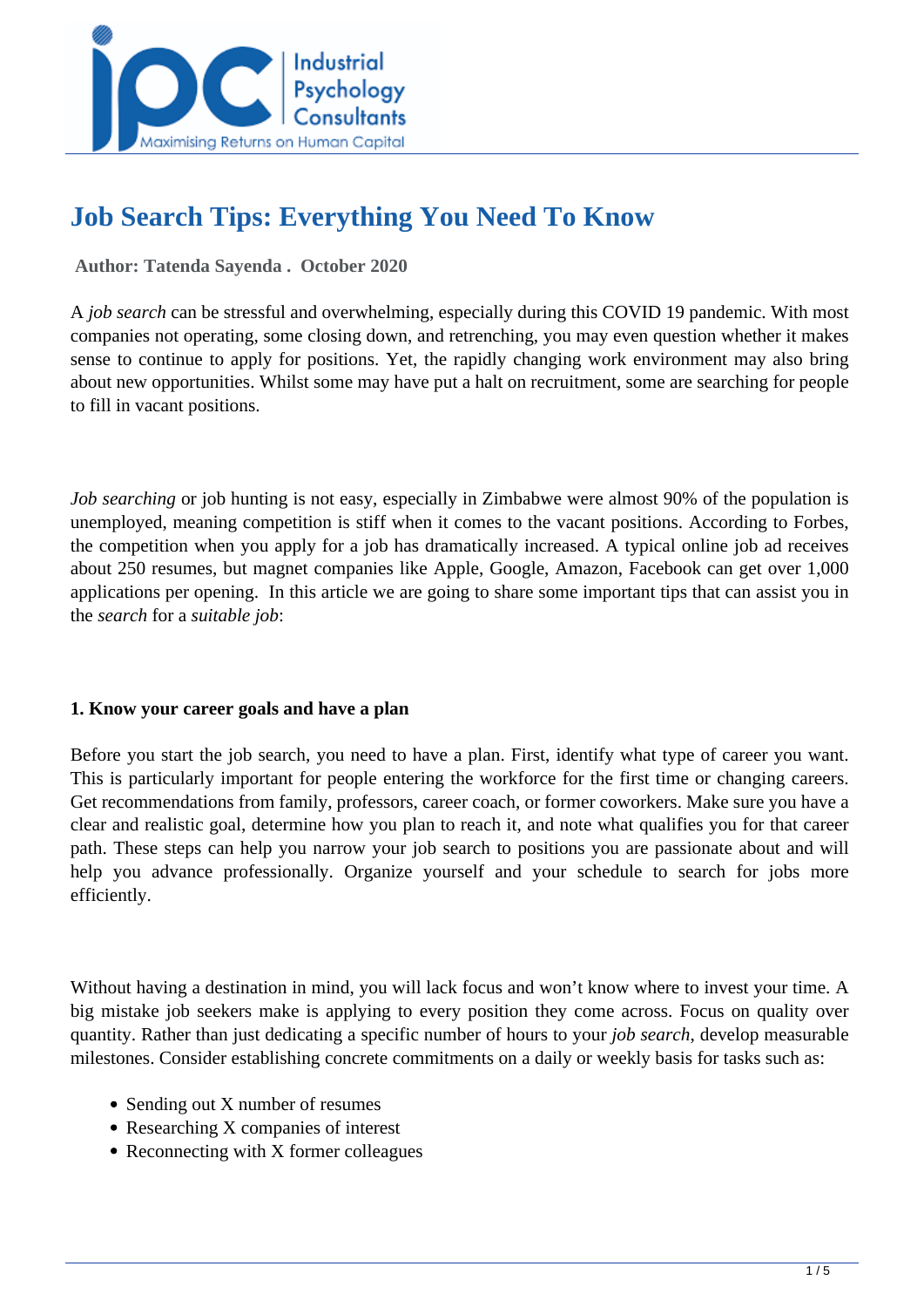# Job Search Tips: Everything You Need To Know

**Author: Tatenda Sayenda . October 2020**

A *job search* can be stressful and overwhelming, especially during this COVID 19 pandemic. With most companies not operating, some closing down, and retrenching, you may even question whether it makes sense to continue to apply for positions. Yet, the rapidly changing work environment may also bring about new opportunities. Whilst some may have put a halt on recruitment, some are searching for people to fill in vacant positions.

*Job searching* or job hunting is not easy, especially in Zimbabwe were almost 90% of the population is unemployed, meaning competition is stiff when it comes to the vacant positions. According to Forbes, the competition when you apply for a job has dramatically increased. A typical online job ad receives about 250 resumes, but magnet companies like Apple, Google, Amazon, Facebook can get over 1,000 applications per opening. In this article we are going to share some important tips that can assist you in the *search* for a *suitable job*:

**1. Know your career goals and have a plan**

Before you start the job search, you need to have a plan. First, identify what type of career you want. This is particularly important for people entering the workforce for the first time or changing careers. Get recommendations from family, professors, career coach, or former coworkers. Make sure you have a clear and realistic goal, determine how you plan to reach it, and note what qualifies you for that career path. These steps can help you narrow your job search to positions you are passionate about and will help you advance professionally. Organize yourself and your schedule to search for jobs more efficiently.

Without having a destination in mind, you will lack focus and won't know where to invest your time. A big mistake job seekers make is applying to every position they come across. Focus on quality over quantity. Rather than just dedicating a specific number of hours to your *job search*, develop measurable milestones. Consider establishing concrete commitments on a daily or weekly basis for tasks such as:

- Sending out X number of resumes
- Researching X companies of interest
- Reconnecting with X former colleagues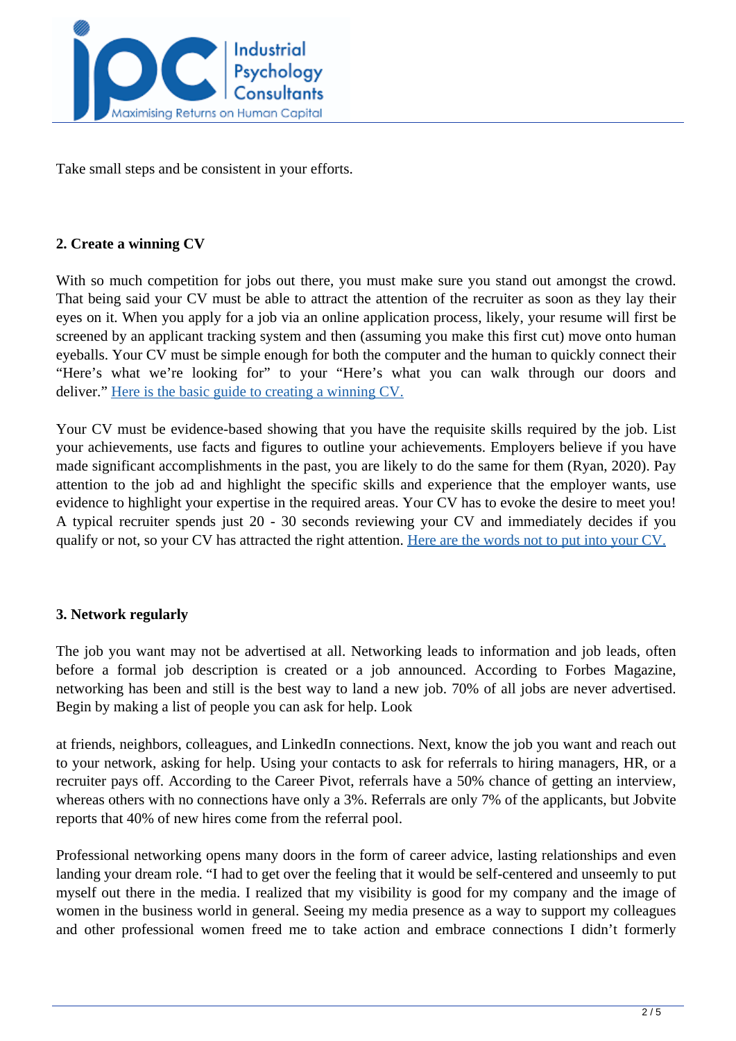Take small steps and be consistent in your efforts.

**2. Create a winning CV**

With so much competition for jobs out there, you must make sure you stand out amongst the crowd. That being said your CV must be able to attract the attention of the recruiter as soon as they lay their eyes on it. When you apply for a job via an online application process, likely, your resume will first be screened by an applicant tracking system and then (assuming you make this first cut) move onto human eyeballs. Your CV must be simple enough for both the computer and the human to quickly connect their “Here’s what we’re looking for” to your “Here’s what you can walk through our doors and deliver.” Here is the basic guide to creating a winning CV.

Your CV must be evidence-based showing that you have the requisite skills required by the job. List your achievements, use facts and figures to outline your achievements. Employers believe if you have made significant accomplishments in the past, you are likely to do the same for them (Ryan, 2020). Pay attention to the job ad and highlight the specific skills and experience that the employer wants, use evidence to highlight your expertise in the required areas. Your CV has to evoke the desire to meet you! A typical recruiter spends just 20 - 30 seconds reviewing your CV and immediately decides if you qualify or not, so your CV has attracted the right attention. Here are the words not to put into your CV.

**3. Network regularly**

The job you want may not be advertised at all. Networking leads to information and job leads, often before a formal job description is created or a job announced. According to Forbes Magazine, networking has been and still is the best way to land a new job. 70% of all jobs are never advertised. Begin by making a list of people you can ask for help. Look at friends, neighbors, colleagues, and LinkedIn connections. Next, know the job you want and reach out to your network, asking for help. Using your contacts to ask for referrals to hiring managers, HR, or a recruiter pays off. According to the Career Pivot, referrals have a 50% chance of getting an interview, whereas others with no connections have only a 3%. Referrals are only 7% of the applicants, but Jobvite reports that 40% of new hires come from the referral pool.

Professional networking opens many doors in the form of career advice, lasting relationships and even landing your dream role. “I had to get over the feeling that it would be self-centered and unseemly to put myself out there in the media. I realized that my visibility is good for my company and the image of women in the business world in general. Seeing my media presence as a way to support my colleagues and other professional women freed me to take action and embrace connections I didn’t formerly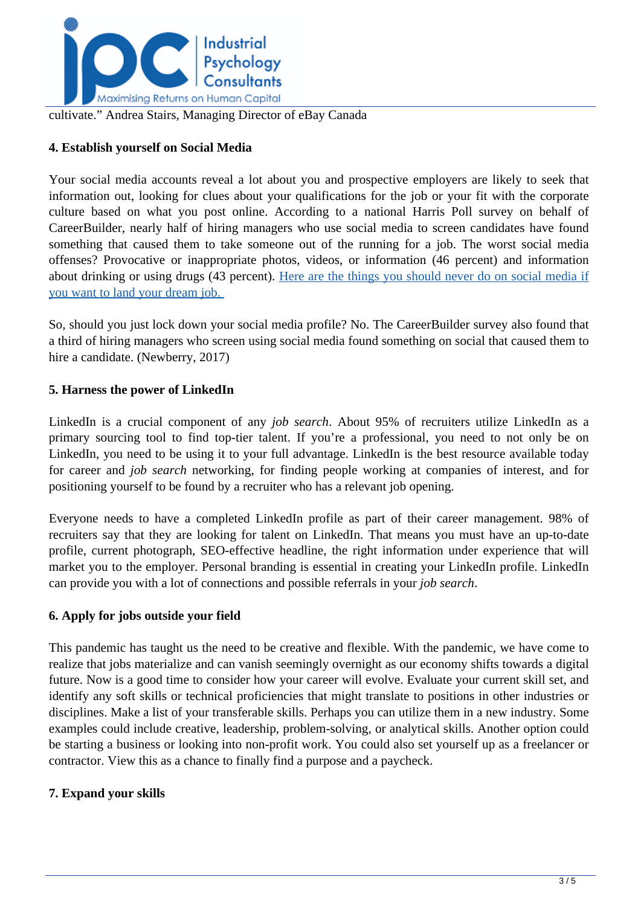cultivate." Andrea Stairs, Managing Director of eBay Canada

**4. Establish yourself on Social Media**

Your social media accounts reveal a lot about you and prospective employers are likely to seek that information out, looking for clues about your qualifications for the job or your fit with the corporate culture based on what you post online. According to a national Harris Poll survey on behalf of CareerBuilder, nearly half of hiring managers who use social media to screen candidates have found something that caused them to take someone out of the running for a job. The worst social media offenses? Provocative or inappropriate photos, videos, or information (46 percent) and information about drinking or using drugs (43 percent). [Here are the things you should never do on social media if you want to land your dream job.]()

So, should you just lock down your social media profile? No. The CareerBuilder survey also found that a third of hiring managers who screen using social media found something on social that caused them to hire a candidate. (Newberry, 2017)

**5. Harness the power of LinkedIn**

LinkedIn is a crucial component of any *job search*. About 95% of recruiters utilize LinkedIn as a primary sourcing tool to find top-tier talent. If you're a professional, you need to not only be on LinkedIn, you need to be using it to your full advantage. LinkedIn is the best resource available today for career and *job search* networking, for finding people working at companies of interest, and for positioning yourself to be found by a recruiter who has a relevant job opening.

Everyone needs to have a completed LinkedIn profile as part of their career management. 98% of recruiters say that they are looking for talent on LinkedIn. That means you must have an up-to-date profile, current photograph, SEO-effective headline, the right information under experience that will market you to the employer. Personal branding is essential in creating your LinkedIn profile. LinkedIn can provide you with a lot of connections and possible referrals in your *job search*.

**6. Apply for jobs outside your field**

This pandemic has taught us the need to be creative and flexible. With the pandemic, we have come to realize that jobs materialize and can vanish seemingly overnight as our economy shifts towards a digital future. Now is a good time to consider how your career will evolve. Evaluate your current skill set, and identify any soft skills or technical proficiencies that might translate to positions in other industries or disciplines. Make a list of your transferable skills. Perhaps you can utilize them in a new industry. Some examples could include creative, leadership, problem-solving, or analytical skills. Another option could be starting a business or looking into non-profit work. You could also set yourself up as a freelancer or contractor. View this as a chance to finally find a purpose and a paycheck.

**7. Expand your skills**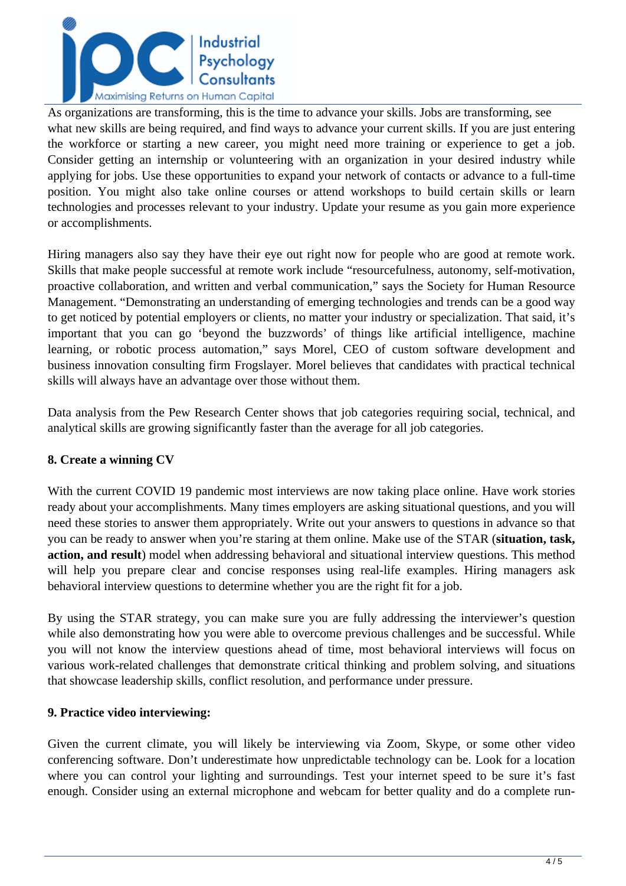As organizations are transforming, this is the time to advance your skills. Jobs are transforming, see what new skills are being required, and find ways to advance your current skills. If you are just entering the workforce or starting a new career, you might need more training or experience to get a job. Consider getting an internship or volunteering with an organization in your desired industry while applying for jobs. Use these opportunities to expand your network of contacts or advance to a full-time position. You might also take online courses or attend workshops to build certain skills or learn technologies and processes relevant to your industry. Update your resume as you gain more experience or accomplishments.

Hiring managers also say they have their eye out right now for people who are good at remote work. Skills that make people successful at remote work include "resourcefulness, autonomy, self-motivation, proactive collaboration, and written and verbal communication," says the Society for Human Resource Management. "Demonstrating an understanding of emerging technologies and trends can be a good way to get noticed by potential employers or clients, no matter your industry or specialization. That said, it's important that you can go 'beyond the buzzwords' of things like artificial intelligence, machine learning, or robotic process automation," says Morel, CEO of custom software development and business innovation consulting firm Frogslayer. Morel believes that candidates with practical technical skills will always have an advantage over those without them.

Data analysis from the Pew Research Center shows that job categories requiring social, technical, and analytical skills are growing significantly faster than the average for all job categories.

**8. Create a winning CV**

With the current COVID 19 pandemic most interviews are now taking place online. Have work stories ready about your accomplishments. Many times employers are asking situational questions, and you will need these stories to answer them appropriately. Write out your answers to questions in advance so that you can be ready to answer when you're staring at them online. Make use of the STAR (**situation, task, action, and result**) model when addressing behavioral and situational interview questions. This method will help you prepare clear and concise responses using real-life examples. Hiring managers ask behavioral interview questions to determine whether you are the right fit for a job.

By using the STAR strategy, you can make sure you are fully addressing the interviewer's question while also demonstrating how you were able to overcome previous challenges and be successful. While you will not know the interview questions ahead of time, most behavioral interviews will focus on various work-related challenges that demonstrate critical thinking and problem solving, and situations that showcase leadership skills, conflict resolution, and performance under pressure.

**9. Practice video interviewing:**

Given the current climate, you will likely be interviewing via Zoom, Skype, or some other video conferencing software. Don't underestimate how unpredictable technology can be. Look for a location where you can control your lighting and surroundings. Test your internet speed to be sure it's fast enough. Consider using an external microphone and webcam for better quality and do a complete run-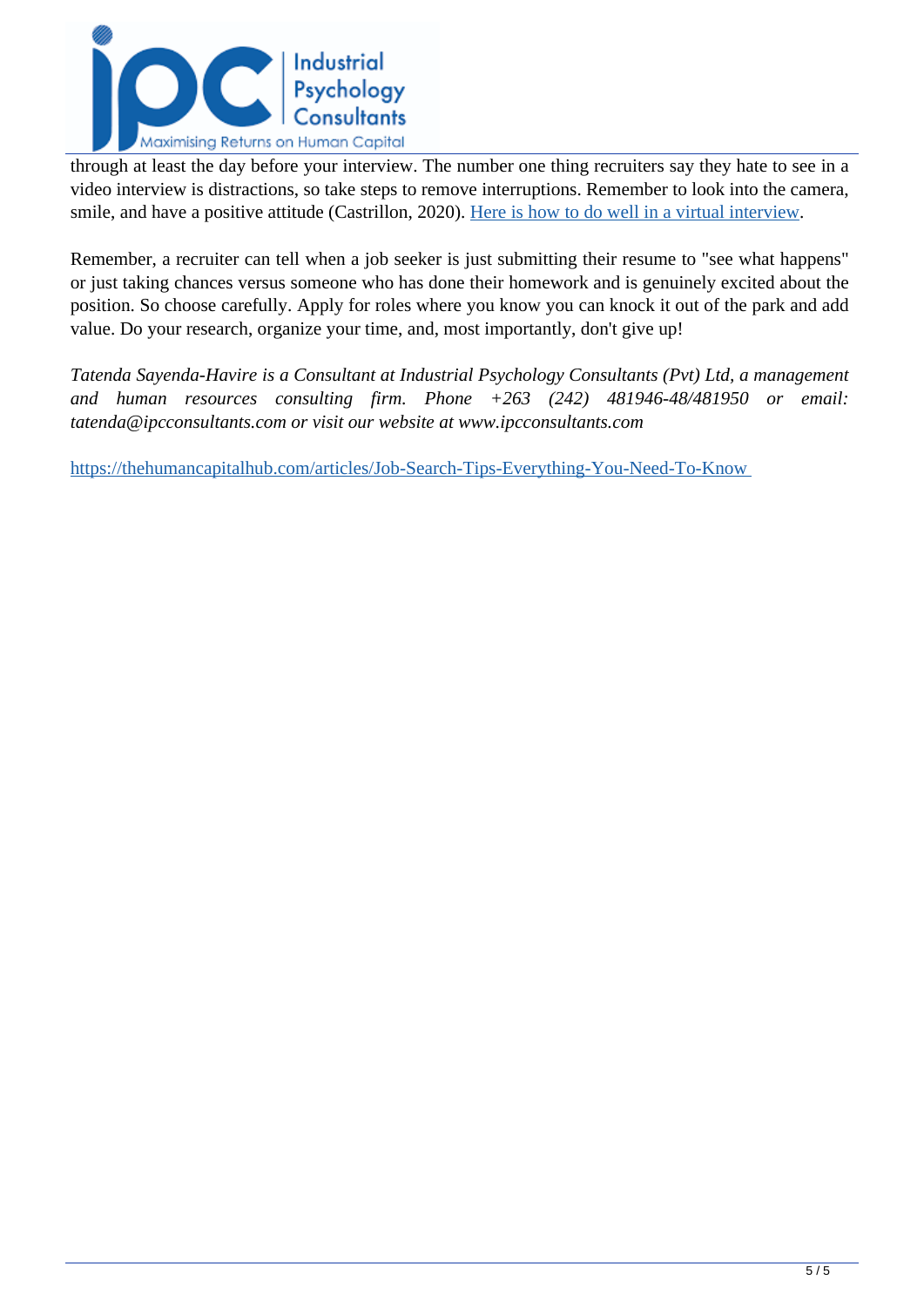through at least the day before your interview. The number one thing recruiters say they hate to see in a video interview is distractions, so take steps to remove interruptions. Remember to look into the camera, smile, and have a positive attitude (Castrillon, 2020). Here is how to do well in a virtual interview.

Remember, a recruiter can tell when a job seeker is just submitting their resume to "see what happens" or just taking chances versus someone who has done their homework and is genuinely excited about the position. So choose carefully. Apply for roles where you know you can knock it out of the park and add value. Do your research, organize your time, and, most importantly, don't give up!

*Tatenda Sayenda-Havire is a Consultant at Industrial Psychology Consultants (Pvt) Ltd, a management and human resources consulting firm. Phone +263 (242) 481946-48/481950 or email: tatenda@ipcconsultants.com or visit our website at www.ipcconsultants.com*

https://thehumancapitalhub.com/articles/Job-Search-Tips-Everything-You-Need-To-Know